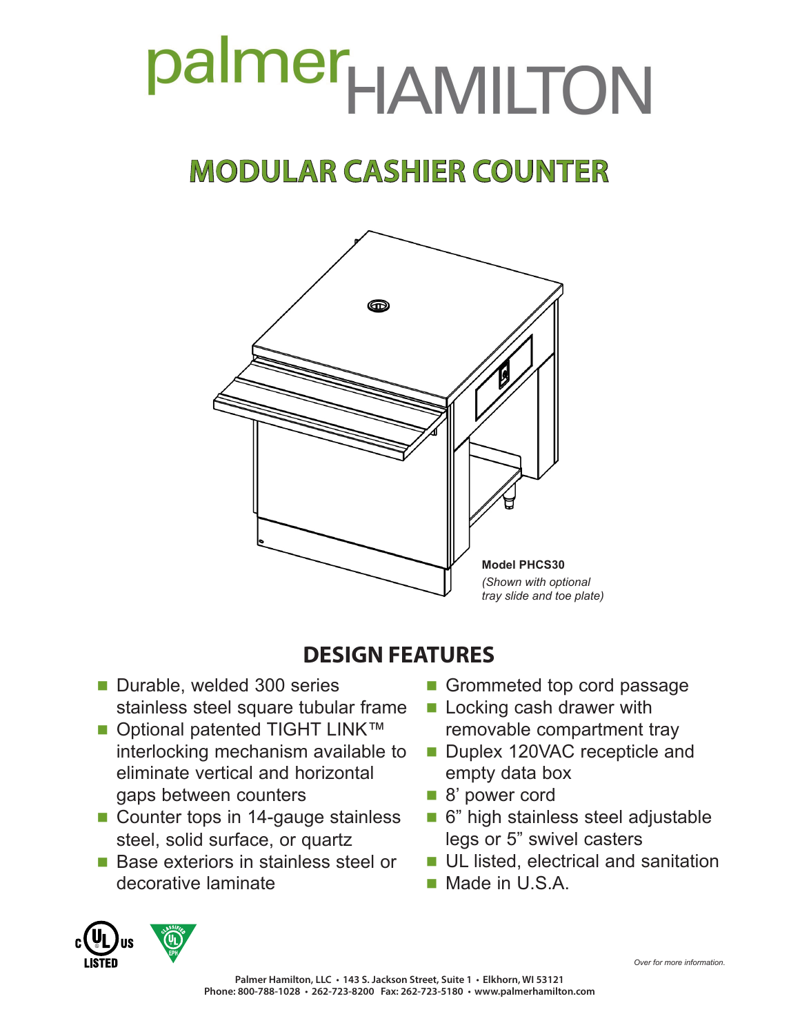# palmerHAMILTON

## MODULAR CASHIER COUNTER

**Model PHCS30**
*(Shown with optional tray slide and toe plate)*

## DESIGN FEATURES

- Durable, welded 300 series stainless steel square tubular frame
- Optional patented TIGHT LINK™ interlocking mechanism available to eliminate vertical and horizontal gaps between counters
- Counter tops in 14-gauge stainless steel, solid surface, or quartz
- Base exteriors in stainless steel or decorative laminate
- Grommeted top cord passage
- Locking cash drawer with removable compartment tray
- Duplex 120VAC recepticle and empty data box
- 8' power cord
- 6" high stainless steel adjustable legs or 5" swivel casters
- UL listed, electrical and sanitation
- Made in U.S.A.

*Over for more information.*

Palmer Hamilton, LLC • 143 S. Jackson Street, Suite 1 • Elkhorn, WI 53121
Phone: 800-788-1028 • 262-723-8200 Fax: 262-723-5180 • www.palmerhamilton.com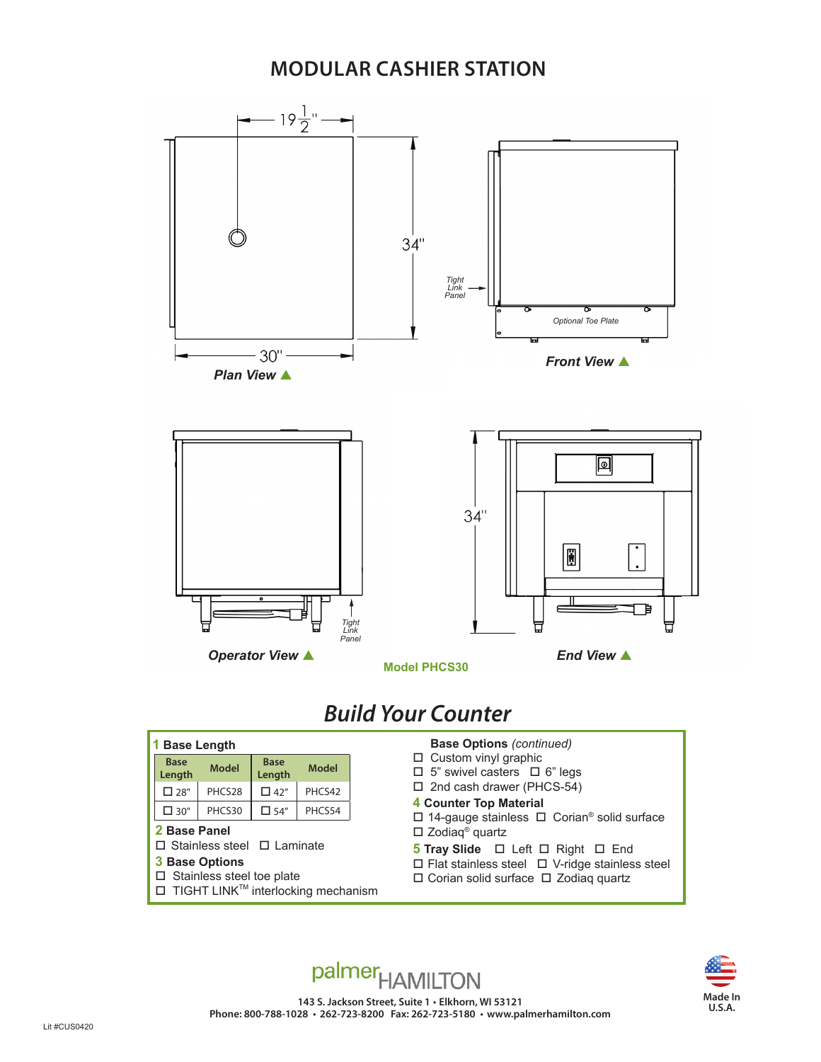# MODULAR CASHIER STATION

19 1/2"

34"

30"

*Plan View* ▲

Tight Link Panel

Optional Toe Plate

*Front View* ▲

Tight Link Panel

34"

*Operator View* ▲

**Model PHCS30**

*End View* ▲

## *Build Your Counter*

**1 Base Length**

| Base Length | Model | Base Length | Model |
|---|---|---|---|
| ☐ 28" | PHCS28 | ☐ 42" | PHCS42 |
| ☐ 30" | PHCS30 | ☐ 54" | PHCS54 |

**2 Base Panel**

☐ Stainless steel ☐ Laminate

**3 Base Options**

☐ Stainless steel toe plate

☐ TIGHT LINK™ interlocking mechanism

**Base Options** *(continued)*

☐ Custom vinyl graphic

☐ 5" swivel casters ☐ 6" legs

☐ 2nd cash drawer (PHCS-54)

**4 Counter Top Material**

☐ 14-gauge stainless ☐ Corian® solid surface

☐ Zodiaq® quartz

**5 Tray Slide** ☐ Left ☐ Right ☐ End

☐ Flat stainless steel ☐ V-ridge stainless steel

☐ Corian solid surface ☐ Zodiaq quartz

palmer HAMILTON

143 S. Jackson Street, Suite 1 • Elkhorn, WI 53121

Phone: 800-788-1028 • 262-723-8200 Fax: 262-723-5180 • www.palmerhamilton.com

Made In U.S.A.

Lit #CUS0420